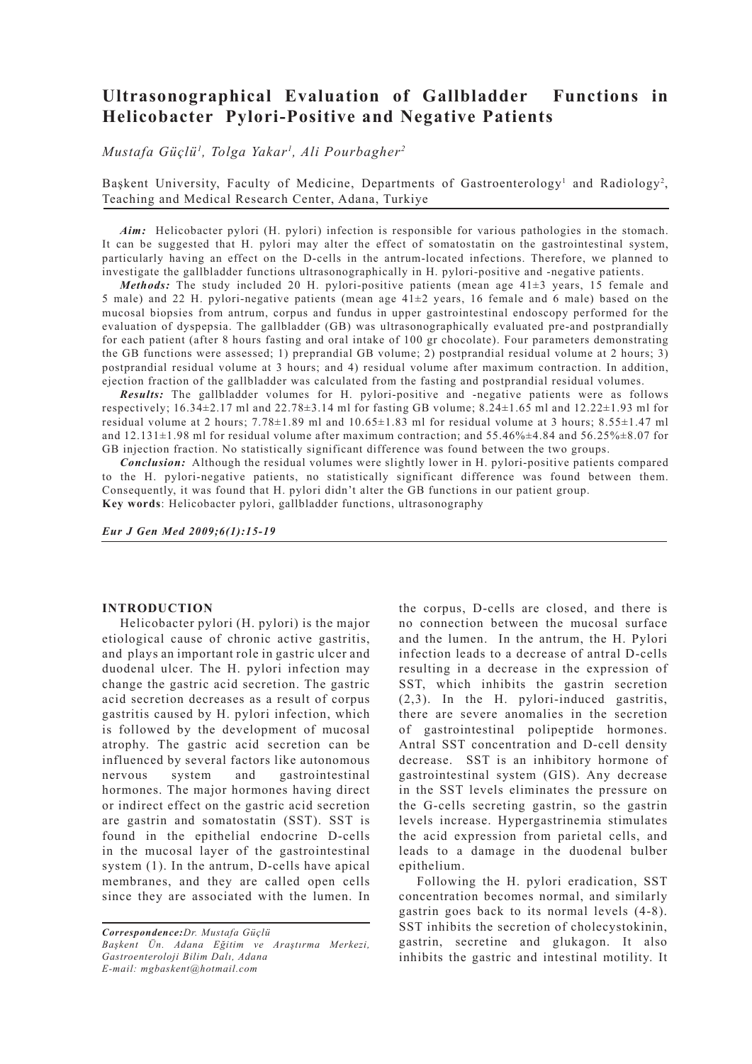# Ultrasonographical Evaluation of Gallbladder Functions in Helicobacter Pylori-Positive and Negative Patients

*Mustafa Güçlü[1], Tolga Yakar[1], Ali Pourbagher[2]*

Başkent University, Faculty of Medicine, Departments of Gastroenterology[1] and Radiology[2], Teaching and Medical Research Center, Adana, Turkiye

***Aim:*** Helicobacter pylori (H. pylori) infection is responsible for various pathologies in the stomach. It can be suggested that H. pylori may alter the effect of somatostatin on the gastrointestinal system, particularly having an effect on the D-cells in the antrum-located infections. Therefore, we planned to investigate the gallbladder functions ultrasonographically in H. pylori-positive and -negative patients.

***Methods:*** The study included 20 H. pylori-positive patients (mean age 41±3 years, 15 female and 5 male) and 22 H. pylori-negative patients (mean age 41±2 years, 16 female and 6 male) based on the mucosal biopsies from antrum, corpus and fundus in upper gastrointestinal endoscopy performed for the evaluation of dyspepsia. The gallbladder (GB) was ultrasonographically evaluated pre-and postprandially for each patient (after 8 hours fasting and oral intake of 100 gr chocolate). Four parameters demonstrating the GB functions were assessed; 1) preprandial GB volume; 2) postprandial residual volume at 2 hours; 3) postprandial residual volume at 3 hours; and 4) residual volume after maximum contraction. In addition, ejection fraction of the gallbladder was calculated from the fasting and postprandial residual volumes.

***Results:*** The gallbladder volumes for H. pylori-positive and -negative patients were as follows respectively; 16.34±2.17 ml and 22.78±3.14 ml for fasting GB volume; 8.24±1.65 ml and 12.22±1.93 ml for residual volume at 2 hours; 7.78±1.89 ml and 10.65±1.83 ml for residual volume at 3 hours; 8.55±1.47 ml and 12.131±1.98 ml for residual volume after maximum contraction; and 55.46%±4.84 and 56.25%±8.07 for GB injection fraction. No statistically significant difference was found between the two groups.

***Conclusion:*** Although the residual volumes were slightly lower in H. pylori-positive patients compared to the H. pylori-negative patients, no statistically significant difference was found between them. Consequently, it was found that H. pylori didn't alter the GB functions in our patient group.

**Key words**: Helicobacter pylori, gallbladder functions, ultrasonography

*Eur J Gen Med 2009;6(1):15-19*

## INTRODUCTION

Helicobacter pylori (H. pylori) is the major etiological cause of chronic active gastritis, and plays an important role in gastric ulcer and duodenal ulcer. The H. pylori infection may change the gastric acid secretion. The gastric acid secretion decreases as a result of corpus gastritis caused by H. pylori infection, which is followed by the development of mucosal atrophy. The gastric acid secretion can be influenced by several factors like autonomous nervous system and gastrointestinal hormones. The major hormones having direct or indirect effect on the gastric acid secretion are gastrin and somatostatin (SST). SST is found in the epithelial endocrine D-cells in the mucosal layer of the gastrointestinal system (1). In the antrum, D-cells have apical membranes, and they are called open cells since they are associated with the lumen. In the corpus, D-cells are closed, and there is no connection between the mucosal surface and the lumen. In the antrum, the H. Pylori infection leads to a decrease of antral D-cells resulting in a decrease in the expression of SST, which inhibits the gastrin secretion (2,3). In the H. pylori-induced gastritis, there are severe anomalies in the secretion of gastrointestinal polipeptide hormones. Antral SST concentration and D-cell density decrease. SST is an inhibitory hormone of gastrointestinal system (GIS). Any decrease in the SST levels eliminates the pressure on the G-cells secreting gastrin, so the gastrin levels increase. Hypergastrinemia stimulates the acid expression from parietal cells, and leads to a damage in the duodenal bulber epithelium.

Following the H. pylori eradication, SST concentration becomes normal, and similarly gastrin goes back to its normal levels (4-8). SST inhibits the secretion of cholecystokinin, gastrin, secretine and glukagon. It also inhibits the gastric and intestinal motility. It

*Correspondence:Dr. Mustafa Güçlü*
*Başkent Ün. Adana Eğitim ve Araştırma Merkezi, Gastroenteroloji Bilim Dalı, Adana*
*E-mail: mgbaskent@hotmail.com*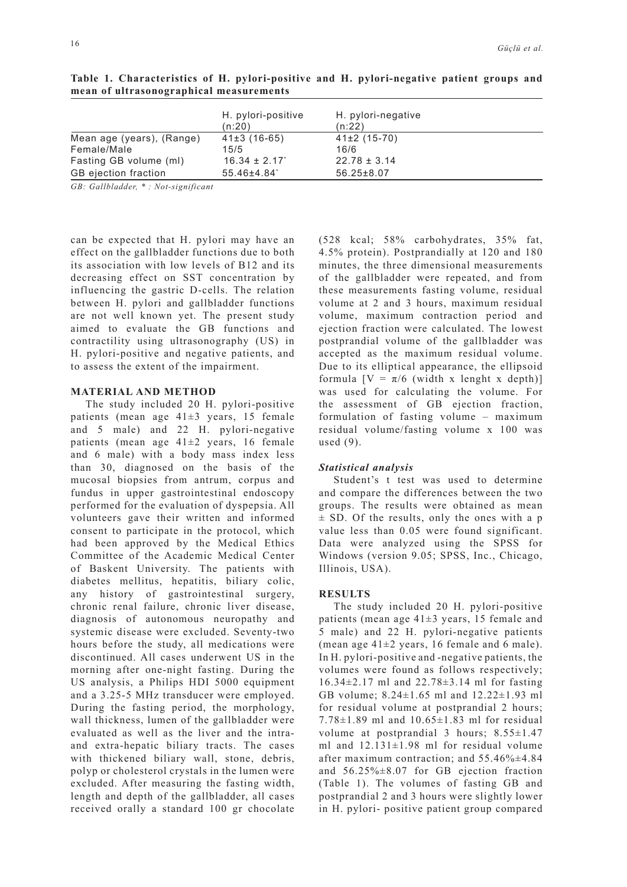**Table 1. Characteristics of H. pylori-positive and H. pylori-negative patient groups and mean of ultrasonographical measurements**

| | H. pylori-positive (n:20) | H. pylori-negative (n:22) |
|---|---|---|
| Mean age (years), (Range) | 41±3 (16-65) | 41±2 (15-70) |
| Female/Male | 15/5 | 16/6 |
| Fasting GB volume (ml) | 16.34 ± 2.17* | 22.78 ± 3.14 |
| GB ejection fraction | 55.46±4.84* | 56.25±8.07 |

*GB: Gallbladder, * : Not-significant*

can be expected that H. pylori may have an effect on the gallbladder functions due to both its association with low levels of B12 and its decreasing effect on SST concentration by influencing the gastric D-cells. The relation between H. pylori and gallbladder functions are not well known yet. The present study aimed to evaluate the GB functions and contractility using ultrasonography (US) in H. pylori-positive and negative patients, and to assess the extent of the impairment.

## MATERIAL AND METHOD

The study included 20 H. pylori-positive patients (mean age 41±3 years, 15 female and 5 male) and 22 H. pylori-negative patients (mean age 41±2 years, 16 female and 6 male) with a body mass index less than 30, diagnosed on the basis of the mucosal biopsies from antrum, corpus and fundus in upper gastrointestinal endoscopy performed for the evaluation of dyspepsia. All volunteers gave their written and informed consent to participate in the protocol, which had been approved by the Medical Ethics Committee of the Academic Medical Center of Baskent University. The patients with diabetes mellitus, hepatitis, biliary colic, any history of gastrointestinal surgery, chronic renal failure, chronic liver disease, diagnosis of autonomous neuropathy and systemic disease were excluded. Seventy-two hours before the study, all medications were discontinued. All cases underwent US in the morning after one-night fasting. During the US analysis, a Philips HDI 5000 equipment and a 3.25-5 MHz transducer were employed. During the fasting period, the morphology, wall thickness, lumen of the gallbladder were evaluated as well as the liver and the intra- and extra-hepatic biliary tracts. The cases with thickened biliary wall, stone, debris, polyp or cholesterol crystals in the lumen were excluded. After measuring the fasting width, length and depth of the gallbladder, all cases received orally a standard 100 gr chocolate (528 kcal; 58% carbohydrates, 35% fat, 4.5% protein). Postprandially at 120 and 180 minutes, the three dimensional measurements of the gallbladder were repeated, and from these measurements fasting volume, residual volume at 2 and 3 hours, maximum residual volume, maximum contraction period and ejection fraction were calculated. The lowest postprandial volume of the gallbladder was accepted as the maximum residual volume. Due to its elliptical appearance, the ellipsoid formula [$V = \pi/6$ (width x lenght x depth)] was used for calculating the volume. For the assessment of GB ejection fraction, formulation of fasting volume – maximum residual volume/fasting volume x 100 was used (9).

### *Statistical analysis*

Student's t test was used to determine and compare the differences between the two groups. The results were obtained as mean ± SD. Of the results, only the ones with a p value less than 0.05 were found significant. Data were analyzed using the SPSS for Windows (version 9.05; SPSS, Inc., Chicago, Illinois, USA).

## RESULTS

The study included 20 H. pylori-positive patients (mean age 41±3 years, 15 female and 5 male) and 22 H. pylori-negative patients (mean age 41±2 years, 16 female and 6 male). In H. pylori-positive and -negative patients, the volumes were found as follows respectively; 16.34±2.17 ml and 22.78±3.14 ml for fasting GB volume; 8.24±1.65 ml and 12.22±1.93 ml for residual volume at postprandial 2 hours; 7.78±1.89 ml and 10.65±1.83 ml for residual volume at postprandial 3 hours; 8.55±1.47 ml and 12.131±1.98 ml for residual volume after maximum contraction; and 55.46%±4.84 and 56.25%±8.07 for GB ejection fraction (Table 1). The volumes of fasting GB and postprandial 2 and 3 hours were slightly lower in H. pylori- positive patient group compared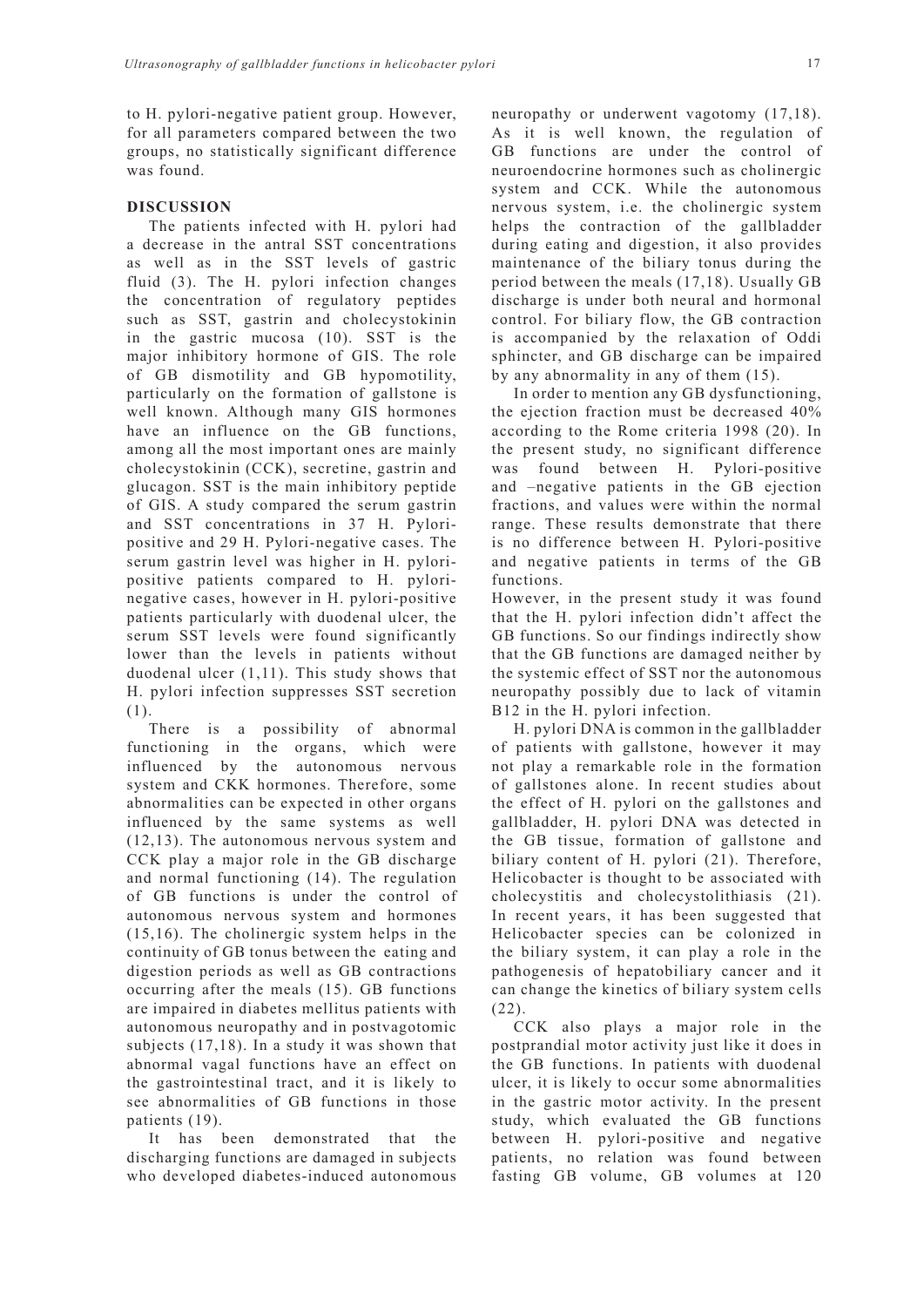to H. pylori-negative patient group. However, for all parameters compared between the two groups, no statistically significant difference was found.

## DISCUSSION

The patients infected with H. pylori had a decrease in the antral SST concentrations as well as in the SST levels of gastric fluid (3). The H. pylori infection changes the concentration of regulatory peptides such as SST, gastrin and cholecystokinin in the gastric mucosa (10). SST is the major inhibitory hormone of GIS. The role of GB dismotility and GB hypomotility, particularly on the formation of gallstone is well known. Although many GIS hormones have an influence on the GB functions, among all the most important ones are mainly cholecystokinin (CCK), secretine, gastrin and glucagon. SST is the main inhibitory peptide of GIS. A study compared the serum gastrin and SST concentrations in 37 H. Pylori-positive and 29 H. Pylori-negative cases. The serum gastrin level was higher in H. pylori-positive patients compared to H. pylori-negative cases, however in H. pylori-positive patients particularly with duodenal ulcer, the serum SST levels were found significantly lower than the levels in patients without duodenal ulcer (1,11). This study shows that H. pylori infection suppresses SST secretion (1).

There is a possibility of abnormal functioning in the organs, which were influenced by the autonomous nervous system and CKK hormones. Therefore, some abnormalities can be expected in other organs influenced by the same systems as well (12,13). The autonomous nervous system and CCK play a major role in the GB discharge and normal functioning (14). The regulation of GB functions is under the control of autonomous nervous system and hormones (15,16). The cholinergic system helps in the continuity of GB tonus between the eating and digestion periods as well as GB contractions occurring after the meals (15). GB functions are impaired in diabetes mellitus patients with autonomous neuropathy and in postvagotomic subjects (17,18). In a study it was shown that abnormal vagal functions have an effect on the gastrointestinal tract, and it is likely to see abnormalities of GB functions in those patients (19).

It has been demonstrated that the discharging functions are damaged in subjects who developed diabetes-induced autonomous neuropathy or underwent vagotomy (17,18). As it is well known, the regulation of GB functions are under the control of neuroendocrine hormones such as cholinergic system and CCK. While the autonomous nervous system, i.e. the cholinergic system helps the contraction of the gallbladder during eating and digestion, it also provides maintenance of the biliary tonus during the period between the meals (17,18). Usually GB discharge is under both neural and hormonal control. For biliary flow, the GB contraction is accompanied by the relaxation of Oddi sphincter, and GB discharge can be impaired by any abnormality in any of them (15).

In order to mention any GB dysfunctioning, the ejection fraction must be decreased 40% according to the Rome criteria 1998 (20). In the present study, no significant difference was found between H. Pylori-positive and –negative patients in the GB ejection fractions, and values were within the normal range. These results demonstrate that there is no difference between H. Pylori-positive and negative patients in terms of the GB functions.

However, in the present study it was found that the H. pylori infection didn't affect the GB functions. So our findings indirectly show that the GB functions are damaged neither by the systemic effect of SST nor the autonomous neuropathy possibly due to lack of vitamin B12 in the H. pylori infection.

H. pylori DNA is common in the gallbladder of patients with gallstone, however it may not play a remarkable role in the formation of gallstones alone. In recent studies about the effect of H. pylori on the gallstones and gallbladder, H. pylori DNA was detected in the GB tissue, formation of gallstone and biliary content of H. pylori (21). Therefore, Helicobacter is thought to be associated with cholecystitis and cholecystolithiasis (21). In recent years, it has been suggested that Helicobacter species can be colonized in the biliary system, it can play a role in the pathogenesis of hepatobiliary cancer and it can change the kinetics of biliary system cells (22).

CCK also plays a major role in the postprandial motor activity just like it does in the GB functions. In patients with duodenal ulcer, it is likely to occur some abnormalities in the gastric motor activity. In the present study, which evaluated the GB functions between H. pylori-positive and negative patients, no relation was found between fasting GB volume, GB volumes at 120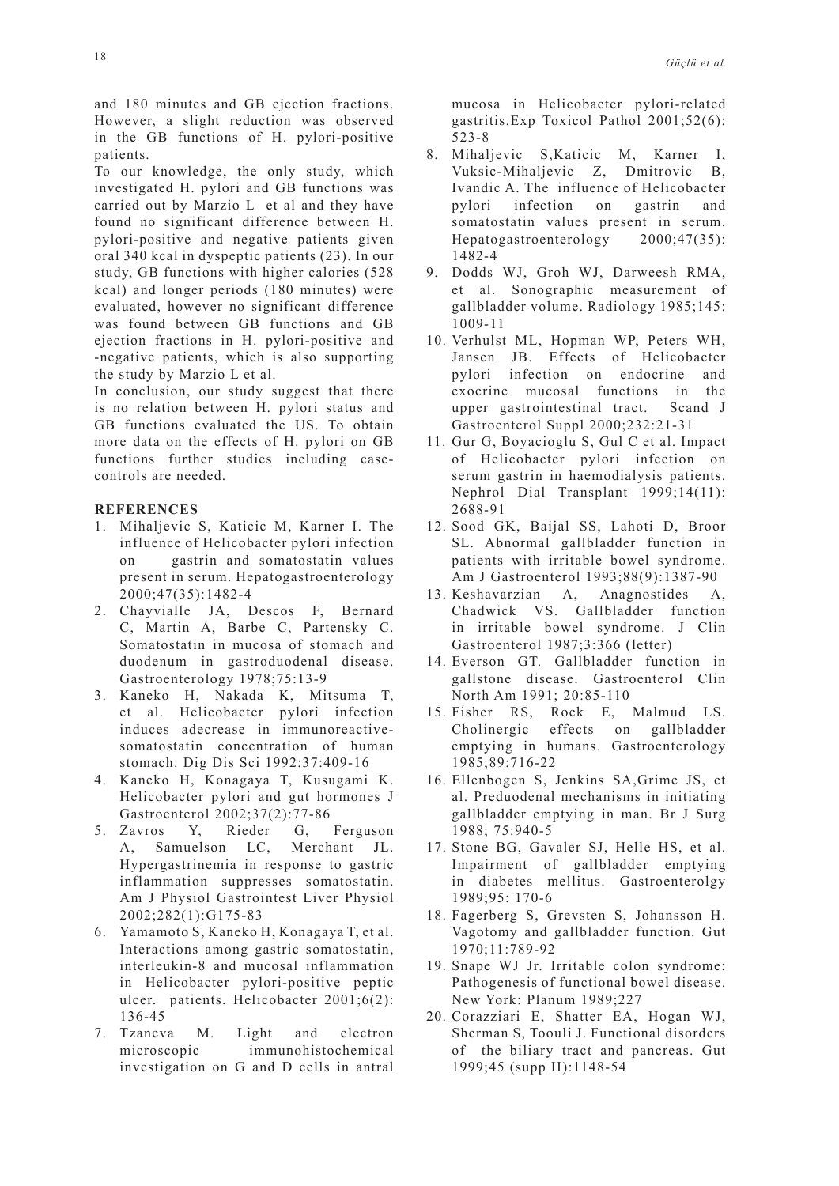and 180 minutes and GB ejection fractions. However, a slight reduction was observed in the GB functions of H. pylori-positive patients.

To our knowledge, the only study, which investigated H. pylori and GB functions was carried out by Marzio L et al and they have found no significant difference between H. pylori-positive and negative patients given oral 340 kcal in dyspeptic patients (23). In our study, GB functions with higher calories (528 kcal) and longer periods (180 minutes) were evaluated, however no significant difference was found between GB functions and GB ejection fractions in H. pylori-positive and -negative patients, which is also supporting the study by Marzio L et al.

In conclusion, our study suggest that there is no relation between H. pylori status and GB functions evaluated the US. To obtain more data on the effects of H. pylori on GB functions further studies including case-controls are needed.

## REFERENCES

1. Mihaljevic S, Katicic M, Karner I. The influence of Helicobacter pylori infection on gastrin and somatostatin values present in serum. Hepatogastroenterology 2000;47(35):1482-4
2. Chayvialle JA, Descos F, Bernard C, Martin A, Barbe C, Partensky C. Somatostatin in mucosa of stomach and duodenum in gastroduodenal disease. Gastroenterology 1978;75:13-9
3. Kaneko H, Nakada K, Mitsuma T, et al. Helicobacter pylori infection induces adecrease in immunoreactive-somatostatin concentration of human stomach. Dig Dis Sci 1992;37:409-16
4. Kaneko H, Konagaya T, Kusugami K. Helicobacter pylori and gut hormones J Gastroenterol 2002;37(2):77-86
5. Zavros Y, Rieder G, Ferguson A, Samuelson LC, Merchant JL. Hypergastrinemia in response to gastric inflammation suppresses somatostatin. Am J Physiol Gastrointest Liver Physiol 2002;282(1):G175-83
6. Yamamoto S, Kaneko H, Konagaya T, et al. Interactions among gastric somatostatin, interleukin-8 and mucosal inflammation in Helicobacter pylori-positive peptic ulcer. patients. Helicobacter 2001;6(2): 136-45
7. Tzaneva M. Light and electron microscopic immunohistochemical investigation on G and D cells in antral mucosa in Helicobacter pylori-related gastritis.Exp Toxicol Pathol 2001;52(6): 523-8
8. Mihaljevic S,Katicic M, Karner I, Vuksic-Mihaljevic Z, Dmitrovic B, Ivandic A. The influence of Helicobacter pylori infection on gastrin and somatostatin values present in serum. Hepatogastroenterology 2000;47(35): 1482-4
9. Dodds WJ, Groh WJ, Darweesh RMA, et al. Sonographic measurement of gallbladder volume. Radiology 1985;145: 1009-11
10. Verhulst ML, Hopman WP, Peters WH, Jansen JB. Effects of Helicobacter pylori infection on endocrine and exocrine mucosal functions in the upper gastrointestinal tract. Scand J Gastroenterol Suppl 2000;232:21-31
11. Gur G, Boyacioglu S, Gul C et al. Impact of Helicobacter pylori infection on serum gastrin in haemodialysis patients. Nephrol Dial Transplant 1999;14(11): 2688-91
12. Sood GK, Baijal SS, Lahoti D, Broor SL. Abnormal gallbladder function in patients with irritable bowel syndrome. Am J Gastroenterol 1993;88(9):1387-90
13. Keshavarzian A, Anagnostides A, Chadwick VS. Gallbladder function in irritable bowel syndrome. J Clin Gastroenterol 1987;3:366 (letter)
14. Everson GT. Gallbladder function in gallstone disease. Gastroenterol Clin North Am 1991; 20:85-110
15. Fisher RS, Rock E, Malmud LS. Cholinergic effects on gallbladder emptying in humans. Gastroenterology 1985;89:716-22
16. Ellenbogen S, Jenkins SA,Grime JS, et al. Preduodenal mechanisms in initiating gallbladder emptying in man. Br J Surg 1988; 75:940-5
17. Stone BG, Gavaler SJ, Helle HS, et al. Impairment of gallbladder emptying in diabetes mellitus. Gastroenterolgy 1989;95: 170-6
18. Fagerberg S, Grevsten S, Johansson H. Vagotomy and gallbladder function. Gut 1970;11:789-92
19. Snape WJ Jr. Irritable colon syndrome: Pathogenesis of functional bowel disease. New York: Planum 1989;227
20. Corazziari E, Shatter EA, Hogan WJ, Sherman S, Toouli J. Functional disorders of the biliary tract and pancreas. Gut 1999;45 (supp II):1148-54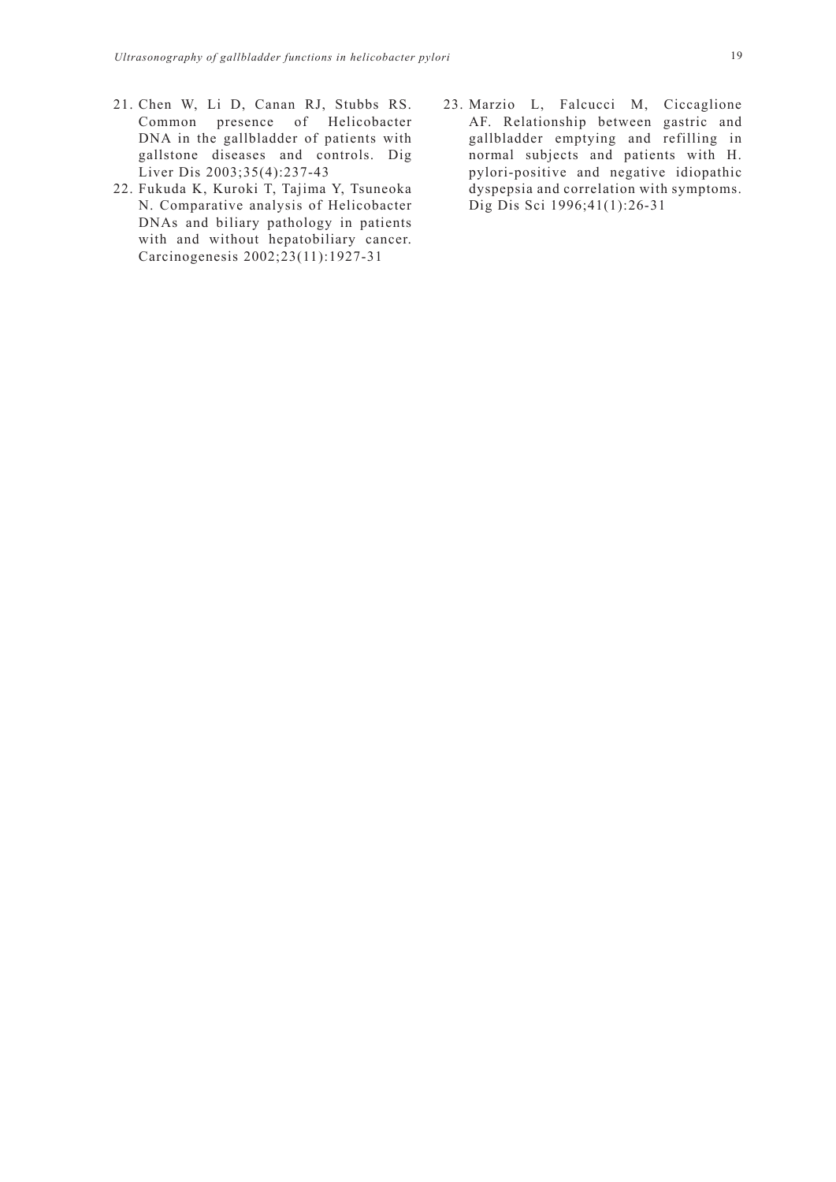21. Chen W, Li D, Canan RJ, Stubbs RS. Common presence of Helicobacter DNA in the gallbladder of patients with gallstone diseases and controls. Dig Liver Dis 2003;35(4):237-43
22. Fukuda K, Kuroki T, Tajima Y, Tsuneoka N. Comparative analysis of Helicobacter DNAs and biliary pathology in patients with and without hepatobiliary cancer. Carcinogenesis 2002;23(11):1927-31
23. Marzio L, Falcucci M, Ciccaglione AF. Relationship between gastric and gallbladder emptying and refilling in normal subjects and patients with H. pylori-positive and negative idiopathic dyspepsia and correlation with symptoms. Dig Dis Sci 1996;41(1):26-31